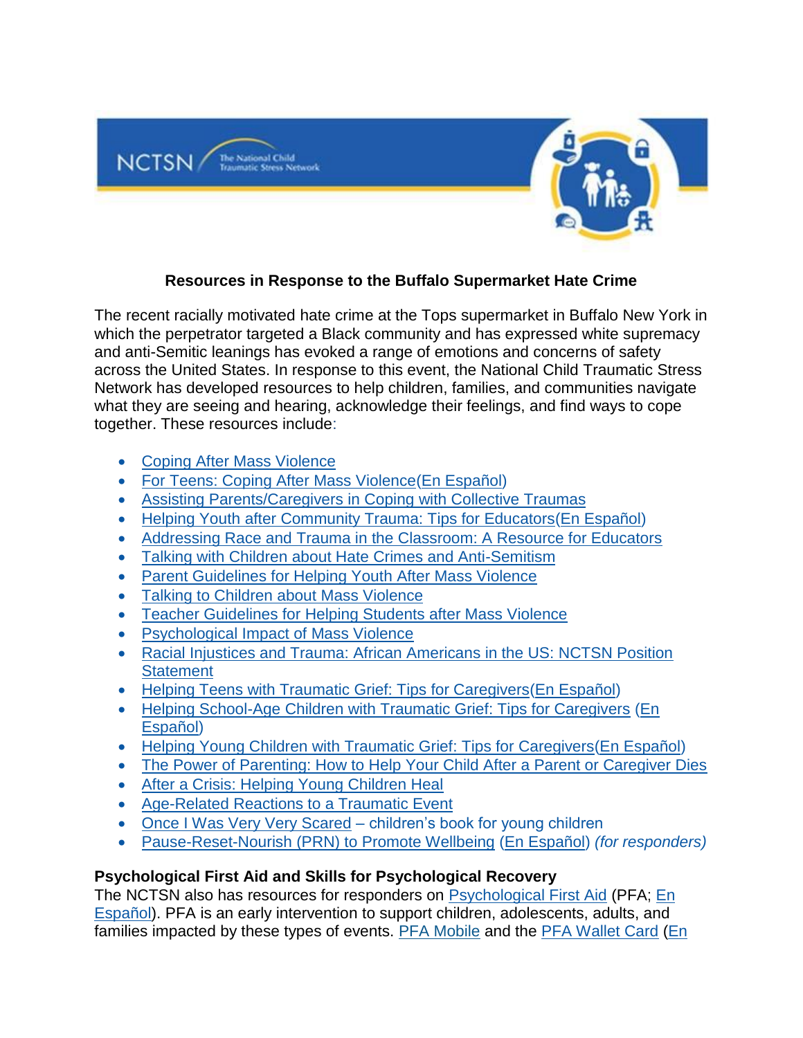NCTSN The National Child Traumatic Stress Network

**Resources in Response to the Buffalo Supermarket Hate Crime**

The recent racially motivated hate crime at the Tops supermarket in Buffalo New York in which the perpetrator targeted a Black community and has expressed white supremacy and anti-Semitic leanings has evoked a range of emotions and concerns of safety across the United States. In response to this event, the National Child Traumatic Stress Network has developed resources to help children, families, and communities navigate what they are seeing and hearing, acknowledge their feelings, and find ways to cope together. These resources include:

- Coping After Mass Violence
- For Teens: Coping After Mass Violence(En Español)
- Assisting Parents/Caregivers in Coping with Collective Traumas
- Helping Youth after Community Trauma: Tips for Educators(En Español)
- Addressing Race and Trauma in the Classroom: A Resource for Educators
- Talking with Children about Hate Crimes and Anti-Semitism
- Parent Guidelines for Helping Youth After Mass Violence
- Talking to Children about Mass Violence
- Teacher Guidelines for Helping Students after Mass Violence
- Psychological Impact of Mass Violence
- Racial Injustices and Trauma: African Americans in the US: NCTSN Position Statement
- Helping Teens with Traumatic Grief: Tips for Caregivers(En Español)
- Helping School-Age Children with Traumatic Grief: Tips for Caregivers (En Español)
- Helping Young Children with Traumatic Grief: Tips for Caregivers(En Español)
- The Power of Parenting: How to Help Your Child After a Parent or Caregiver Dies
- After a Crisis: Helping Young Children Heal
- Age-Related Reactions to a Traumatic Event
- Once I Was Very Very Scared – children's book for young children
- Pause-Reset-Nourish (PRN) to Promote Wellbeing (En Español) *(for responders)*

**Psychological First Aid and Skills for Psychological Recovery**

The NCTSN also has resources for responders on Psychological First Aid (PFA; En Español). PFA is an early intervention to support children, adolescents, adults, and families impacted by these types of events. PFA Mobile and the PFA Wallet Card (En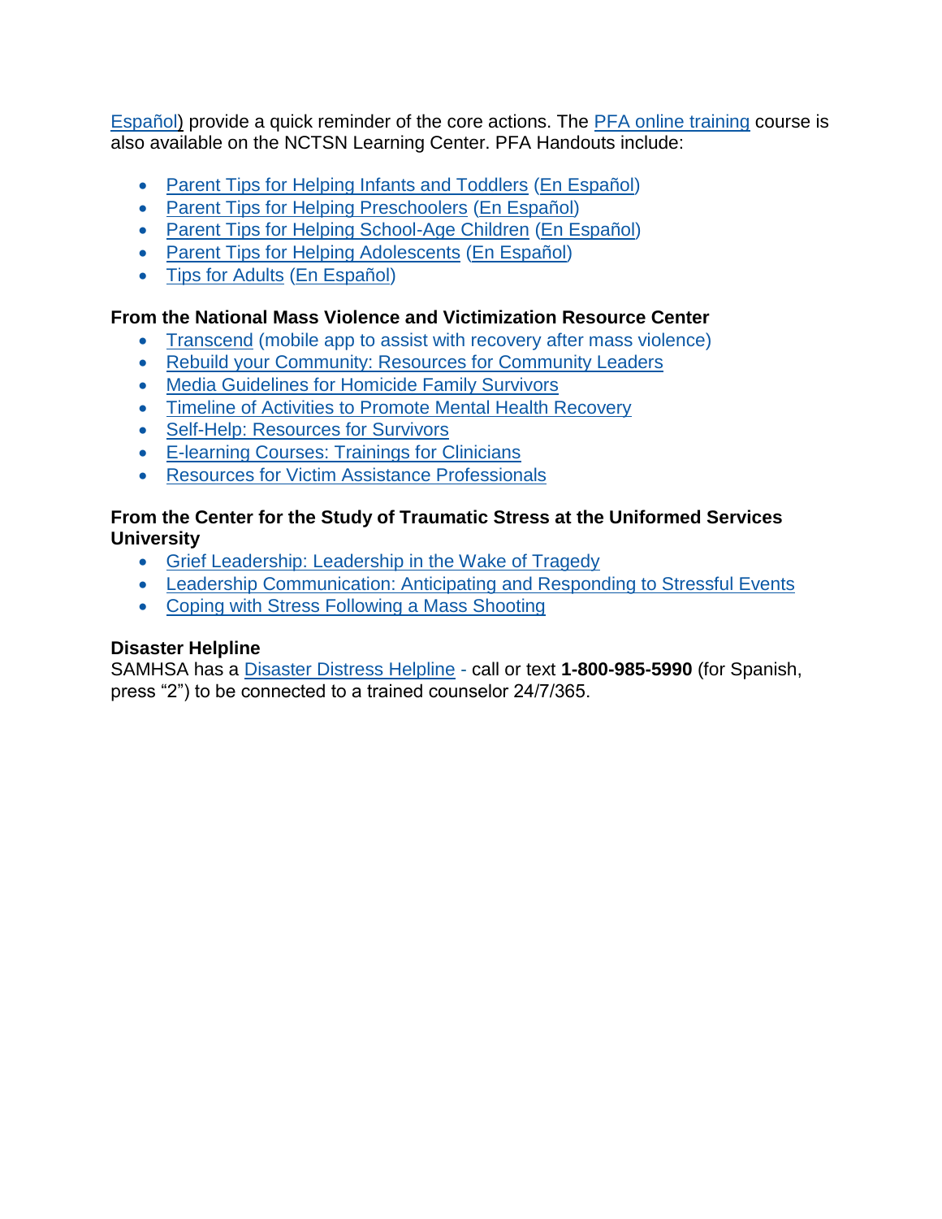Español) provide a quick reminder of the core actions. The PFA online training course is also available on the NCTSN Learning Center. PFA Handouts include:

- Parent Tips for Helping Infants and Toddlers (En Español)
- Parent Tips for Helping Preschoolers (En Español)
- Parent Tips for Helping School-Age Children (En Español)
- Parent Tips for Helping Adolescents (En Español)
- Tips for Adults (En Español)

**From the National Mass Violence and Victimization Resource Center**

- Transcend (mobile app to assist with recovery after mass violence)
- Rebuild your Community: Resources for Community Leaders
- Media Guidelines for Homicide Family Survivors
- Timeline of Activities to Promote Mental Health Recovery
- Self-Help: Resources for Survivors
- E-learning Courses: Trainings for Clinicians
- Resources for Victim Assistance Professionals

**From the Center for the Study of Traumatic Stress at the Uniformed Services University**

- Grief Leadership: Leadership in the Wake of Tragedy
- Leadership Communication: Anticipating and Responding to Stressful Events
- Coping with Stress Following a Mass Shooting

**Disaster Helpline**

SAMHSA has a Disaster Distress Helpline - call or text **1-800-985-5990** (for Spanish, press "2") to be connected to a trained counselor 24/7/365.